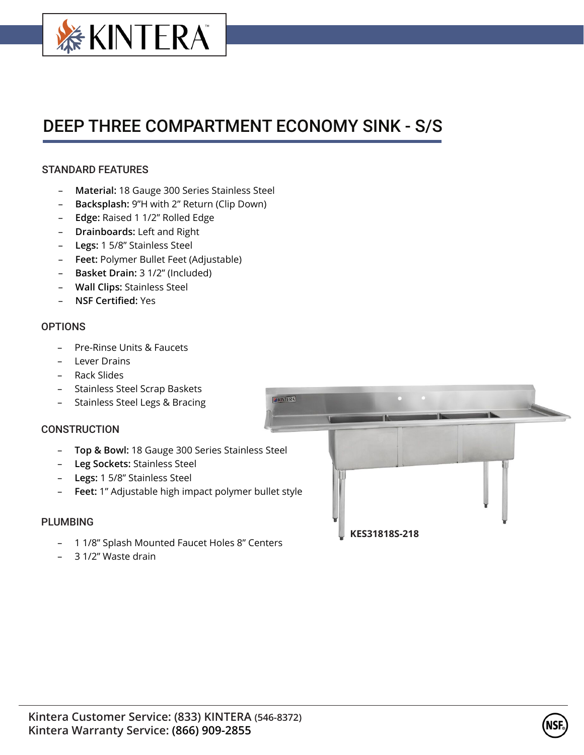# DEEP THREE COMPARTMENT ECONOMY SINK - S/S

## STANDARD FEATURES

- **Material:** 18 Gauge 300 Series Stainless Steel
- **Backsplash:** 9"H with 2" Return (Clip Down)
- **Edge:** Raised 1 1/2" Rolled Edge
- **Drainboards:** Left and Right
- **Legs:** 1 5/8" Stainless Steel
- **Feet:** Polymer Bullet Feet (Adjustable)
- **Basket Drain:** 3 1/2" (Included)
- **Wall Clips:** Stainless Steel
- **NSF Certified:** Yes

## OPTIONS

- Pre-Rinse Units & Faucets
- Lever Drains
- Rack Slides
- Stainless Steel Scrap Baskets
- Stainless Steel Legs & Bracing

## CONSTRUCTION

- **Top & Bowl:** 18 Gauge 300 Series Stainless Steel
- **Leg Sockets:** Stainless Steel
- **Legs:** 1 5/8" Stainless Steel
- **Feet:** 1" Adjustable high impact polymer bullet style

## PLUMBING

- 1 1/8" Splash Mounted Faucet Holes 8" Centers
- 3 1/2" Waste drain

**KES31818S-218**

**Kintera Customer Service: (833) KINTERA (546-8372)**
**Kintera Warranty Service: (866) 909-2855**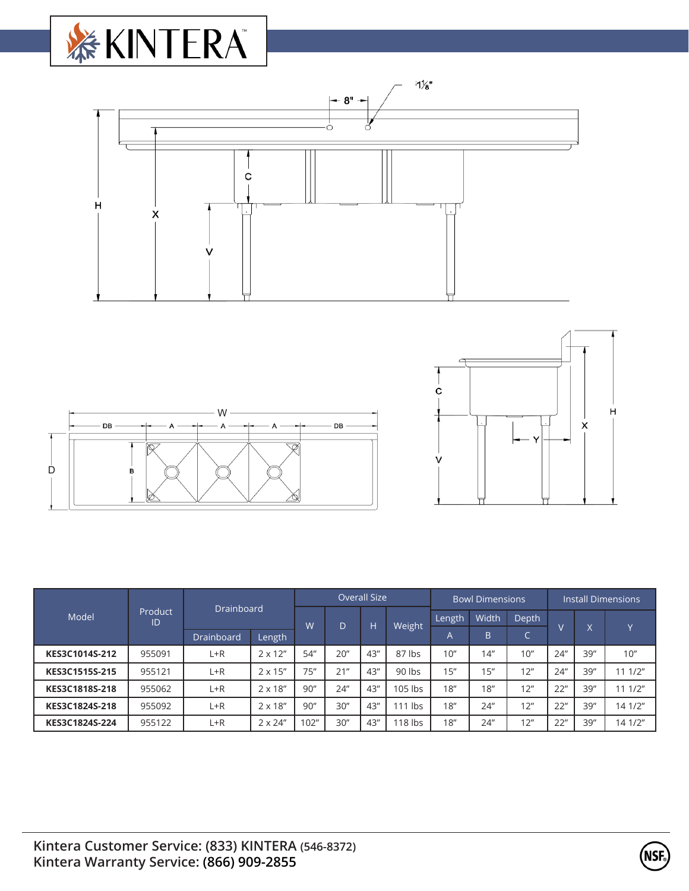KINTERA

8"

1⅛"

C

H

X

V

W

DB A A A DB

D

B

C

V

Y

X

H

| Model | Product ID | Drainboard | | Overall Size | | | | Bowl Dimensions | | | Install Dimensions | | |
|---|---|---|---|---|---|---|---|---|---|---|---|---|---|
| | | Drainboard | Length | W | D | H | Weight | Length A | Width B | Depth C | V | X | Y |
| **KES3C1014S-212** | 955091 | L+R | 2 x 12″ | 54″ | 20″ | 43″ | 87 lbs | 10″ | 14″ | 10″ | 24″ | 39″ | 10″ |
| **KES3C1515S-215** | 955121 | L+R | 2 x 15″ | 75″ | 21″ | 43″ | 90 lbs | 15″ | 15″ | 12″ | 24″ | 39″ | 11 1/2″ |
| **KES3C1818S-218** | 955062 | L+R | 2 x 18″ | 90″ | 24″ | 43″ | 105 lbs | 18″ | 18″ | 12″ | 22″ | 39″ | 11 1/2″ |
| **KES3C1824S-218** | 955092 | L+R | 2 x 18″ | 90″ | 30″ | 43″ | 111 lbs | 18″ | 24″ | 12″ | 22″ | 39″ | 14 1/2″ |
| **KES3C1824S-224** | 955122 | L+R | 2 x 24″ | 102″ | 30″ | 43″ | 118 lbs | 18″ | 24″ | 12″ | 22″ | 39″ | 14 1/2″ |

**Kintera Customer Service: (833) KINTERA (546-8372)**
**Kintera Warranty Service: (866) 909-2855**

NSF